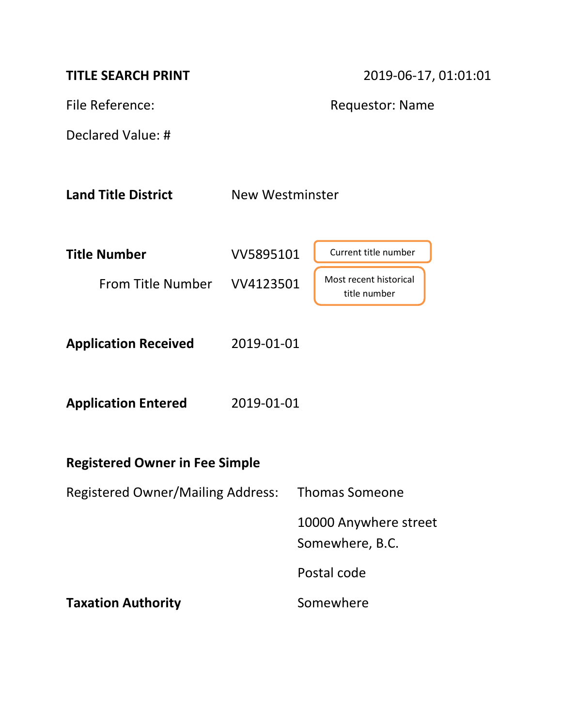**TITLE SEARCH PRINT** 2019-06-17, 01:01:01

File Reference: Requestor: Name

Declared Value: #

**Land Title District** New Westminster

**Title Number** VV5895101 Current title number

From Title Number VV4123501 Most recent historical title number

**Application Received** 2019-01-01

**Application Entered** 2019-01-01

**Registered Owner in Fee Simple**

Registered Owner/Mailing Address: Thomas Someone

10000 Anywhere street
Somewhere, B.C.

Postal code

**Taxation Authority** Somewhere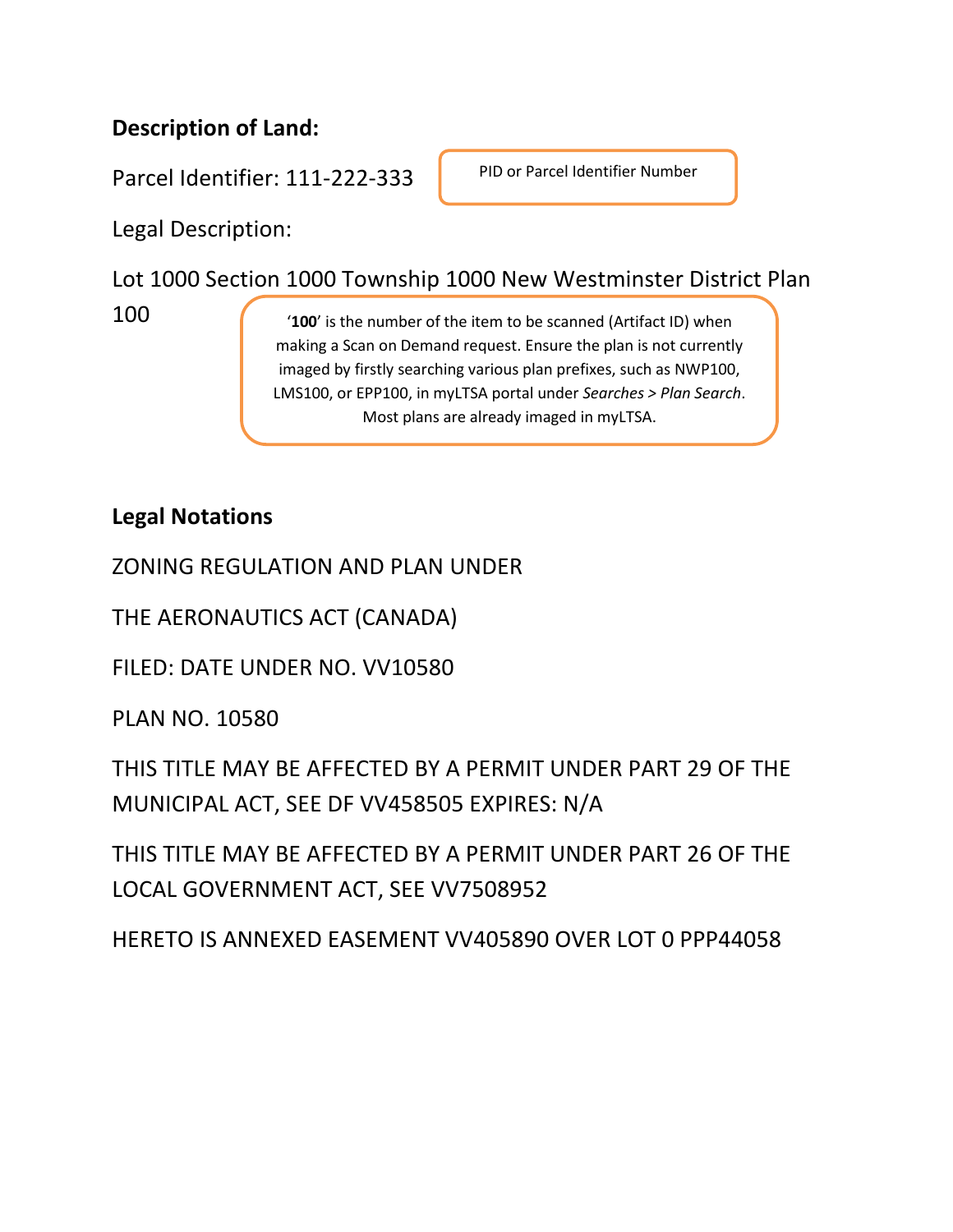**Description of Land:**

Parcel Identifier: 111-222-333

> PID or Parcel Identifier Number

Legal Description:

Lot 1000 Section 1000 Township 1000 New Westminster District Plan 100

> '**100**' is the number of the item to be scanned (Artifact ID) when making a Scan on Demand request. Ensure the plan is not currently imaged by firstly searching various plan prefixes, such as NWP100, LMS100, or EPP100, in myLTSA portal under *Searches > Plan Search*. Most plans are already imaged in myLTSA.

**Legal Notations**

ZONING REGULATION AND PLAN UNDER

THE AERONAUTICS ACT (CANADA)

FILED: DATE UNDER NO. VV10580

PLAN NO. 10580

THIS TITLE MAY BE AFFECTED BY A PERMIT UNDER PART 29 OF THE MUNICIPAL ACT, SEE DF VV458505 EXPIRES: N/A

THIS TITLE MAY BE AFFECTED BY A PERMIT UNDER PART 26 OF THE LOCAL GOVERNMENT ACT, SEE VV7508952

HERETO IS ANNEXED EASEMENT VV405890 OVER LOT 0 PPP44058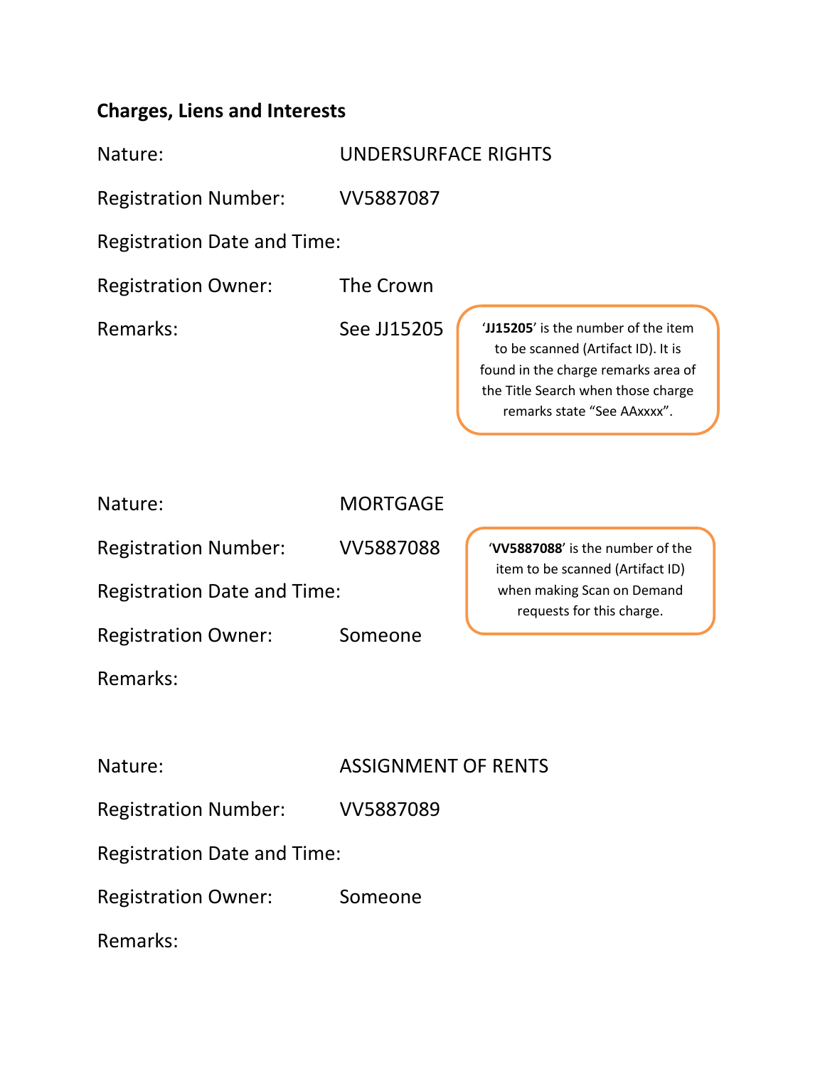**Charges, Liens and Interests**

Nature: UNDERSURFACE RIGHTS

Registration Number: VV5887087

Registration Date and Time:

Registration Owner: The Crown

Remarks: See JJ15205

'**JJ15205**' is the number of the item to be scanned (Artifact ID). It is found in the charge remarks area of the Title Search when those charge remarks state "See AAxxxx".

Nature: MORTGAGE

Registration Number: VV5887088

'**VV5887088**' is the number of the item to be scanned (Artifact ID) when making Scan on Demand requests for this charge.

Registration Date and Time:

Registration Owner: Someone

Remarks:

Nature: ASSIGNMENT OF RENTS

Registration Number: VV5887089

Registration Date and Time:

Registration Owner: Someone

Remarks: